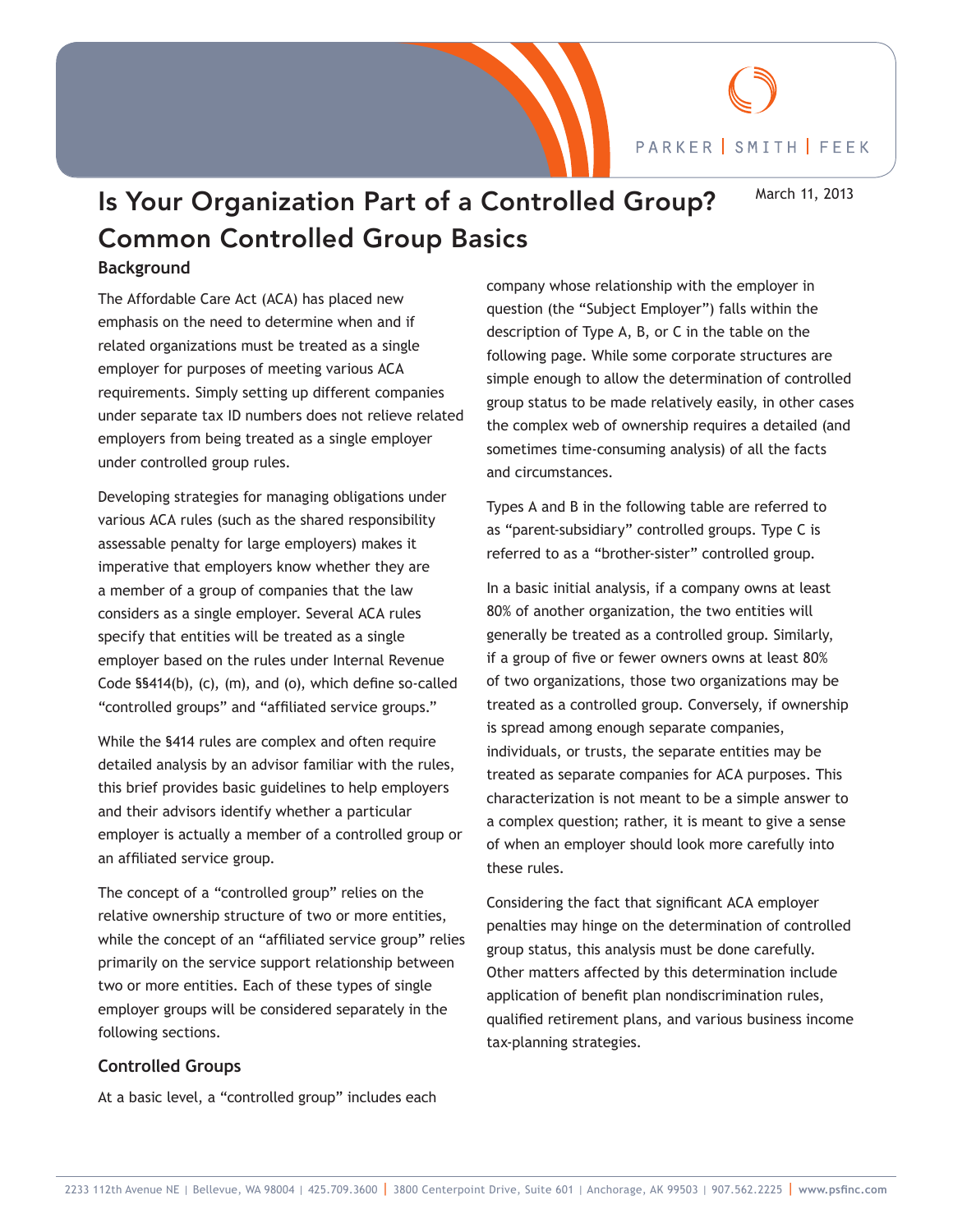# Is Your Organization Part of a Controlled Group? Common Controlled Group Basics

March 11, 2013

## Background

The Affordable Care Act (ACA) has placed new emphasis on the need to determine when and if related organizations must be treated as a single employer for purposes of meeting various ACA requirements. Simply setting up different companies under separate tax ID numbers does not relieve related employers from being treated as a single employer under controlled group rules.

Developing strategies for managing obligations under various ACA rules (such as the shared responsibility assessable penalty for large employers) makes it imperative that employers know whether they are a member of a group of companies that the law considers as a single employer. Several ACA rules specify that entities will be treated as a single employer based on the rules under Internal Revenue Code §§414(b), (c), (m), and (o), which define so-called "controlled groups" and "affiliated service groups."

While the §414 rules are complex and often require detailed analysis by an advisor familiar with the rules, this brief provides basic guidelines to help employers and their advisors identify whether a particular employer is actually a member of a controlled group or an affiliated service group.

The concept of a "controlled group" relies on the relative ownership structure of two or more entities, while the concept of an "affiliated service group" relies primarily on the service support relationship between two or more entities. Each of these types of single employer groups will be considered separately in the following sections.

## Controlled Groups

At a basic level, a "controlled group" includes each company whose relationship with the employer in question (the "Subject Employer") falls within the description of Type A, B, or C in the table on the following page. While some corporate structures are simple enough to allow the determination of controlled group status to be made relatively easily, in other cases the complex web of ownership requires a detailed (and sometimes time-consuming analysis) of all the facts and circumstances.

Types A and B in the following table are referred to as "parent-subsidiary" controlled groups. Type C is referred to as a "brother-sister" controlled group.

In a basic initial analysis, if a company owns at least 80% of another organization, the two entities will generally be treated as a controlled group. Similarly, if a group of five or fewer owners owns at least 80% of two organizations, those two organizations may be treated as a controlled group. Conversely, if ownership is spread among enough separate companies, individuals, or trusts, the separate entities may be treated as separate companies for ACA purposes. This characterization is not meant to be a simple answer to a complex question; rather, it is meant to give a sense of when an employer should look more carefully into these rules.

Considering the fact that significant ACA employer penalties may hinge on the determination of controlled group status, this analysis must be done carefully. Other matters affected by this determination include application of benefit plan nondiscrimination rules, qualified retirement plans, and various business income tax-planning strategies.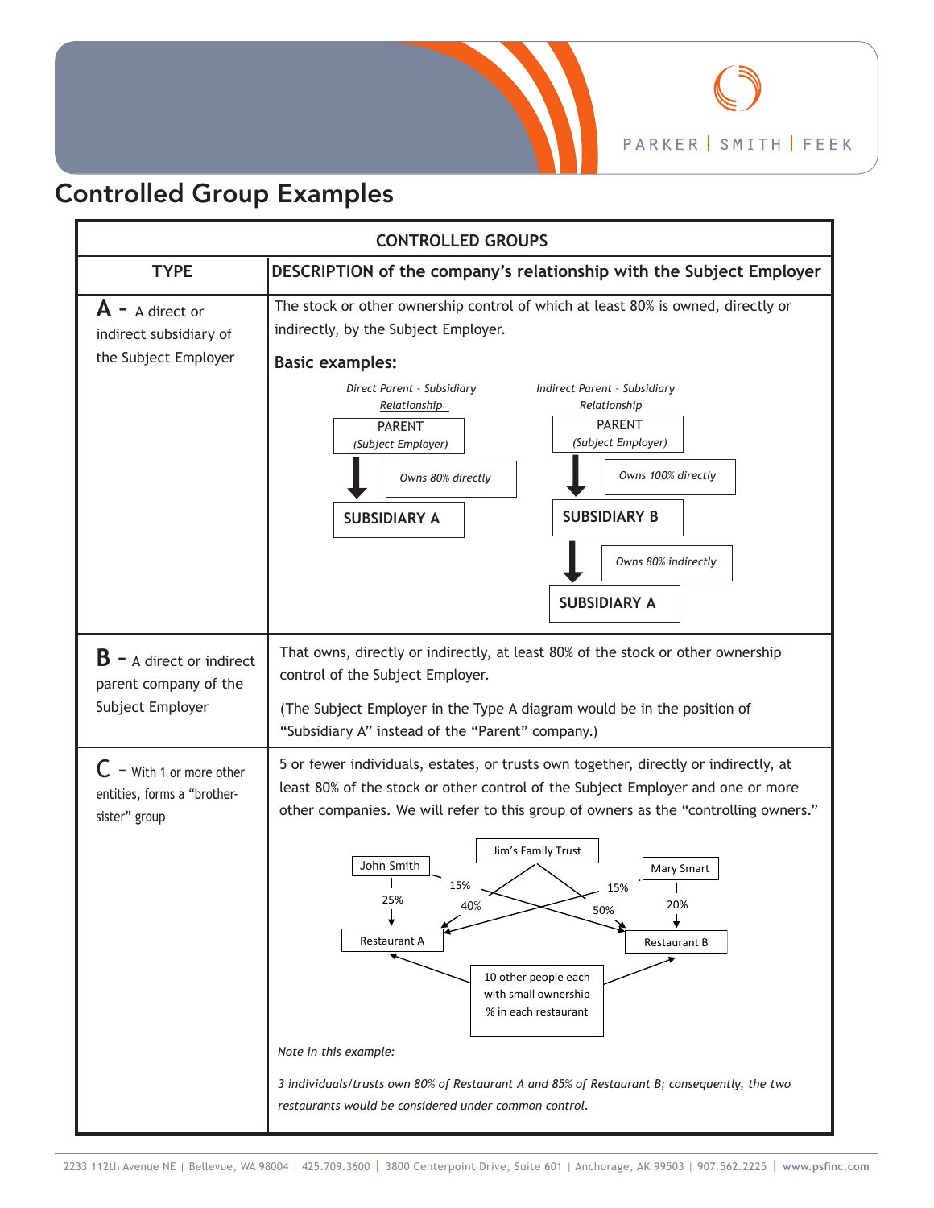# Controlled Group Examples

| CONTROLLED GROUPS | |
|---|---|
| **TYPE** | **DESCRIPTION of the company's relationship with the Subject Employer** |
| **A** – A direct or indirect subsidiary of the Subject Employer | The stock or other ownership control of which at least 80% is owned, directly or indirectly, by the Subject Employer.<br><br>**Basic examples:**<br><br>*Direct Parent - Subsidiary Relationship*<br>PARENT *(Subject Employer)* → *Owns 80% directly* → **SUBSIDIARY A**<br><br>*Indirect Parent - Subsidiary Relationship*<br>PARENT *(Subject Employer)* → *Owns 100% directly* → **SUBSIDIARY B** → *Owns 80% indirectly* → **SUBSIDIARY A** |
| **B** – A direct or indirect parent company of the Subject Employer | That owns, directly or indirectly, at least 80% of the stock or other ownership control of the Subject Employer.<br><br>(The Subject Employer in the Type A diagram would be in the position of "Subsidiary A" instead of the "Parent" company.) |
| **C** – With 1 or more other entities, forms a "brother-sister" group | 5 or fewer individuals, estates, or trusts own together, directly or indirectly, at least 80% of the stock or other control of the Subject Employer and one or more other companies. We will refer to this group of owners as the "controlling owners."<br><br>John Smith → 25% → Restaurant A<br>John Smith → 15% → Restaurant B<br>Jim's Family Trust → 40% → Restaurant A<br>Jim's Family Trust → 50% → Restaurant B<br>Mary Smart → 15% → Restaurant A<br>Mary Smart → 20% → Restaurant B<br>10 other people each with small ownership % in each restaurant → Restaurant A, Restaurant B<br><br>*Note in this example:*<br><br>*3 individuals/trusts own 80% of Restaurant A and 85% of Restaurant B; consequently, the two restaurants would be considered under common control.* |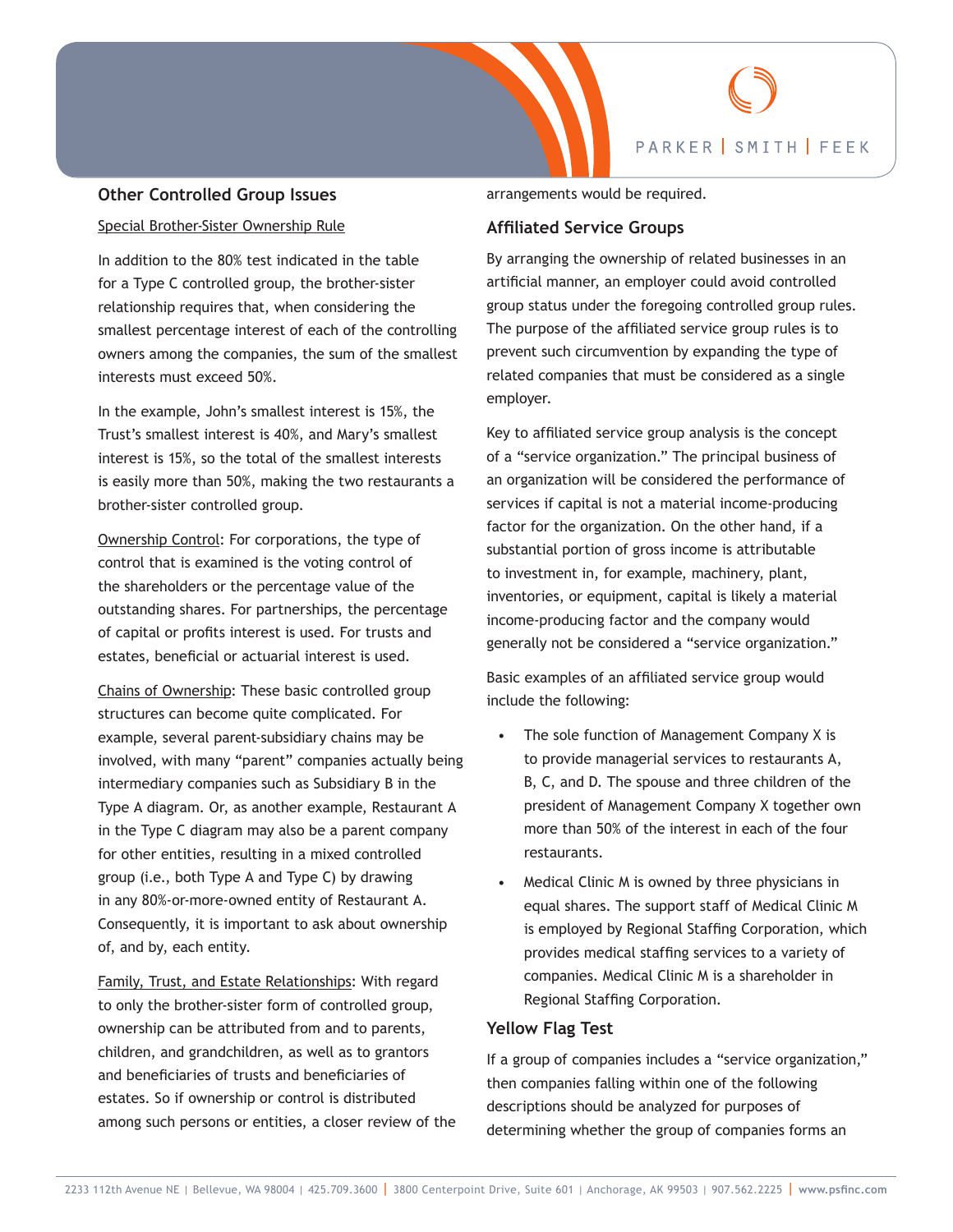## Other Controlled Group Issues

Special Brother-Sister Ownership Rule

In addition to the 80% test indicated in the table for a Type C controlled group, the brother-sister relationship requires that, when considering the smallest percentage interest of each of the controlling owners among the companies, the sum of the smallest interests must exceed 50%.

In the example, John's smallest interest is 15%, the Trust's smallest interest is 40%, and Mary's smallest interest is 15%, so the total of the smallest interests is easily more than 50%, making the two restaurants a brother-sister controlled group.

Ownership Control: For corporations, the type of control that is examined is the voting control of the shareholders or the percentage value of the outstanding shares. For partnerships, the percentage of capital or profits interest is used. For trusts and estates, beneficial or actuarial interest is used.

Chains of Ownership: These basic controlled group structures can become quite complicated. For example, several parent-subsidiary chains may be involved, with many "parent" companies actually being intermediary companies such as Subsidiary B in the Type A diagram. Or, as another example, Restaurant A in the Type C diagram may also be a parent company for other entities, resulting in a mixed controlled group (i.e., both Type A and Type C) by drawing in any 80%-or-more-owned entity of Restaurant A. Consequently, it is important to ask about ownership of, and by, each entity.

Family, Trust, and Estate Relationships: With regard to only the brother-sister form of controlled group, ownership can be attributed from and to parents, children, and grandchildren, as well as to grantors and beneficiaries of trusts and beneficiaries of estates. So if ownership or control is distributed among such persons or entities, a closer review of the arrangements would be required.

## Affiliated Service Groups

By arranging the ownership of related businesses in an artificial manner, an employer could avoid controlled group status under the foregoing controlled group rules. The purpose of the affiliated service group rules is to prevent such circumvention by expanding the type of related companies that must be considered as a single employer.

Key to affiliated service group analysis is the concept of a "service organization." The principal business of an organization will be considered the performance of services if capital is not a material income-producing factor for the organization. On the other hand, if a substantial portion of gross income is attributable to investment in, for example, machinery, plant, inventories, or equipment, capital is likely a material income-producing factor and the company would generally not be considered a "service organization."

Basic examples of an affiliated service group would include the following:

- The sole function of Management Company X is to provide managerial services to restaurants A, B, C, and D. The spouse and three children of the president of Management Company X together own more than 50% of the interest in each of the four restaurants.
- Medical Clinic M is owned by three physicians in equal shares. The support staff of Medical Clinic M is employed by Regional Staffing Corporation, which provides medical staffing services to a variety of companies. Medical Clinic M is a shareholder in Regional Staffing Corporation.

## Yellow Flag Test

If a group of companies includes a "service organization," then companies falling within one of the following descriptions should be analyzed for purposes of determining whether the group of companies forms an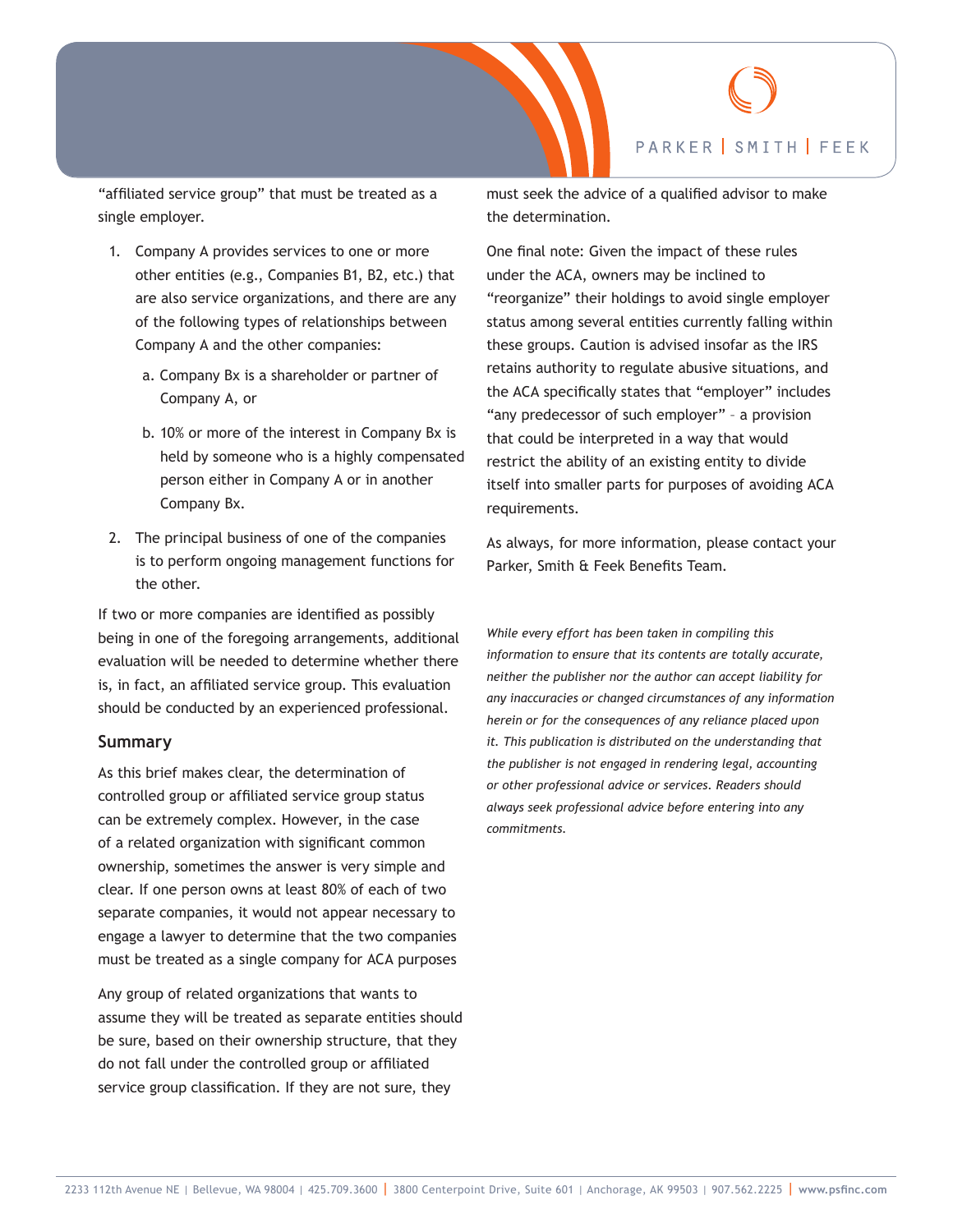"affiliated service group" that must be treated as a single employer.

1. Company A provides services to one or more other entities (e.g., Companies B1, B2, etc.) that are also service organizations, and there are any of the following types of relationships between Company A and the other companies:
   a. Company Bx is a shareholder or partner of Company A, or
   b. 10% or more of the interest in Company Bx is held by someone who is a highly compensated person either in Company A or in another Company Bx.
2. The principal business of one of the companies is to perform ongoing management functions for the other.

If two or more companies are identified as possibly being in one of the foregoing arrangements, additional evaluation will be needed to determine whether there is, in fact, an affiliated service group. This evaluation should be conducted by an experienced professional.

### Summary

As this brief makes clear, the determination of controlled group or affiliated service group status can be extremely complex. However, in the case of a related organization with significant common ownership, sometimes the answer is very simple and clear. If one person owns at least 80% of each of two separate companies, it would not appear necessary to engage a lawyer to determine that the two companies must be treated as a single company for ACA purposes

Any group of related organizations that wants to assume they will be treated as separate entities should be sure, based on their ownership structure, that they do not fall under the controlled group or affiliated service group classification. If they are not sure, they must seek the advice of a qualified advisor to make the determination.

One final note: Given the impact of these rules under the ACA, owners may be inclined to "reorganize" their holdings to avoid single employer status among several entities currently falling within these groups. Caution is advised insofar as the IRS retains authority to regulate abusive situations, and the ACA specifically states that "employer" includes "any predecessor of such employer" – a provision that could be interpreted in a way that would restrict the ability of an existing entity to divide itself into smaller parts for purposes of avoiding ACA requirements.

As always, for more information, please contact your Parker, Smith & Feek Benefits Team.

*While every effort has been taken in compiling this information to ensure that its contents are totally accurate, neither the publisher nor the author can accept liability for any inaccuracies or changed circumstances of any information herein or for the consequences of any reliance placed upon it. This publication is distributed on the understanding that the publisher is not engaged in rendering legal, accounting or other professional advice or services. Readers should always seek professional advice before entering into any commitments.*